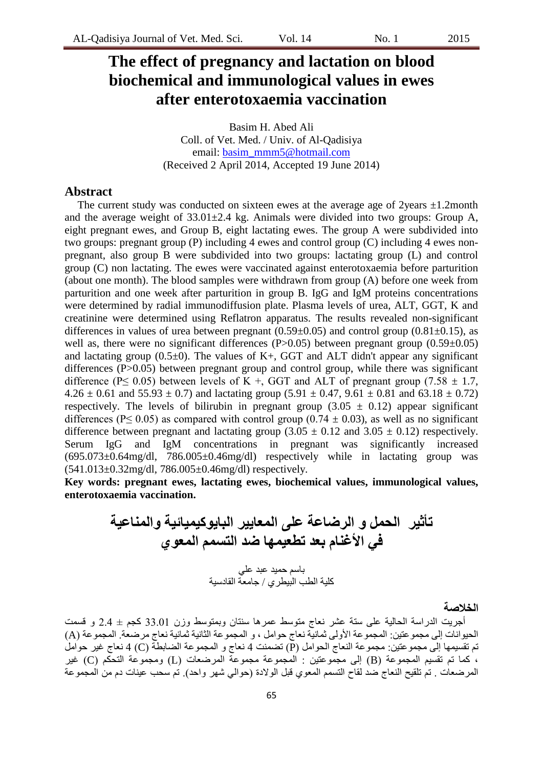# The effect of pregnancy and lactation on blood biochemical and immunological values in ewes after enterotoxaemia vaccination

Basim H. Abed Ali
Coll. of Vet. Med. / Univ. of Al-Qadisiya
email: basim_mmm5@hotmail.com
(Received 2 April 2014, Accepted 19 June 2014)

## Abstract

The current study was conducted on sixteen ewes at the average age of 2years ±1.2month and the average weight of 33.01±2.4 kg. Animals were divided into two groups: Group A, eight pregnant ewes, and Group B, eight lactating ewes. The group A were subdivided into two groups: pregnant group (P) including 4 ewes and control group (C) including 4 ewes non-pregnant, also group B were subdivided into two groups: lactating group (L) and control group (C) non lactating. The ewes were vaccinated against enterotoxaemia before parturition (about one month). The blood samples were withdrawn from group (A) before one week from parturition and one week after parturition in group B. IgG and IgM proteins concentrations were determined by radial immunodiffusion plate. Plasma levels of urea, ALT, GGT, K and creatinine were determined using Reflatron apparatus. The results revealed non-significant differences in values of urea between pregnant (0.59±0.05) and control group (0.81±0.15), as well as, there were no significant differences ($P>0.05$) between pregnant group (0.59±0.05) and lactating group (0.5±0). The values of K+, GGT and ALT didn't appear any significant differences ($P>0.05$) between pregnant group and control group, while there was significant difference ($P\leq 0.05$) between levels of K +, GGT and ALT of pregnant group (7.58 ± 1.7, 4.26 ± 0.61 and 55.93 ± 0.7) and lactating group (5.91 ± 0.47, 9.61 ± 0.81 and 63.18 ± 0.72) respectively. The levels of bilirubin in pregnant group (3.05 ± 0.12) appear significant differences ($P\leq 0.05$) as compared with control group (0.74 ± 0.03), as well as no significant difference between pregnant and lactating group (3.05 ± 0.12 and 3.05 ± 0.12) respectively. Serum IgG and IgM concentrations in pregnant was significantly increased (695.073±0.64mg/dl, 786.005±0.46mg/dl) respectively while in lactating group was (541.013±0.32mg/dl, 786.005±0.46mg/dl) respectively.

**Key words: pregnant ewes, lactating ewes, biochemical values, immunological values, enterotoxaemia vaccination.**

# تأثير الحمل و الرضاعة على المعايير البايوكيميائية والمناعية في الأغنام بعد تطعيمها ضد التسمم المعوي

باسم حميد عبد علي
كلية الطب البيطري / جامعة القادسية

## الخلاصة

أجريت الدراسة الحالية على ستة عشر نعاج متوسط عمرها سنتان وبمتوسط وزن 33.01 كجم ± 2.4 و قسمت الحيوانات إلى مجموعتين: المجموعة الأولى ثمانية نعاج حوامل ، و المجموعة الثانية ثمانية نعاج مرضعة. المجموعة (A) تم تقسيمها إلى مجموعتين: مجموعة النعاج الحوامل (P) تضمنت 4 نعاج و المجموعة الضابطة (C) 4 نعاج غير حوامل ، كما تم تقسيم المجموعة (B) إلى مجموعتين : المجموعة مجموعة المرضعات (L) ومجموعة التحكم (C) غير المرضعات . تم تلقيح النعاج ضد لقاح التسمم المعوي قبل الولادة (حوالي شهر واحد). تم سحب عينات دم من المجموعة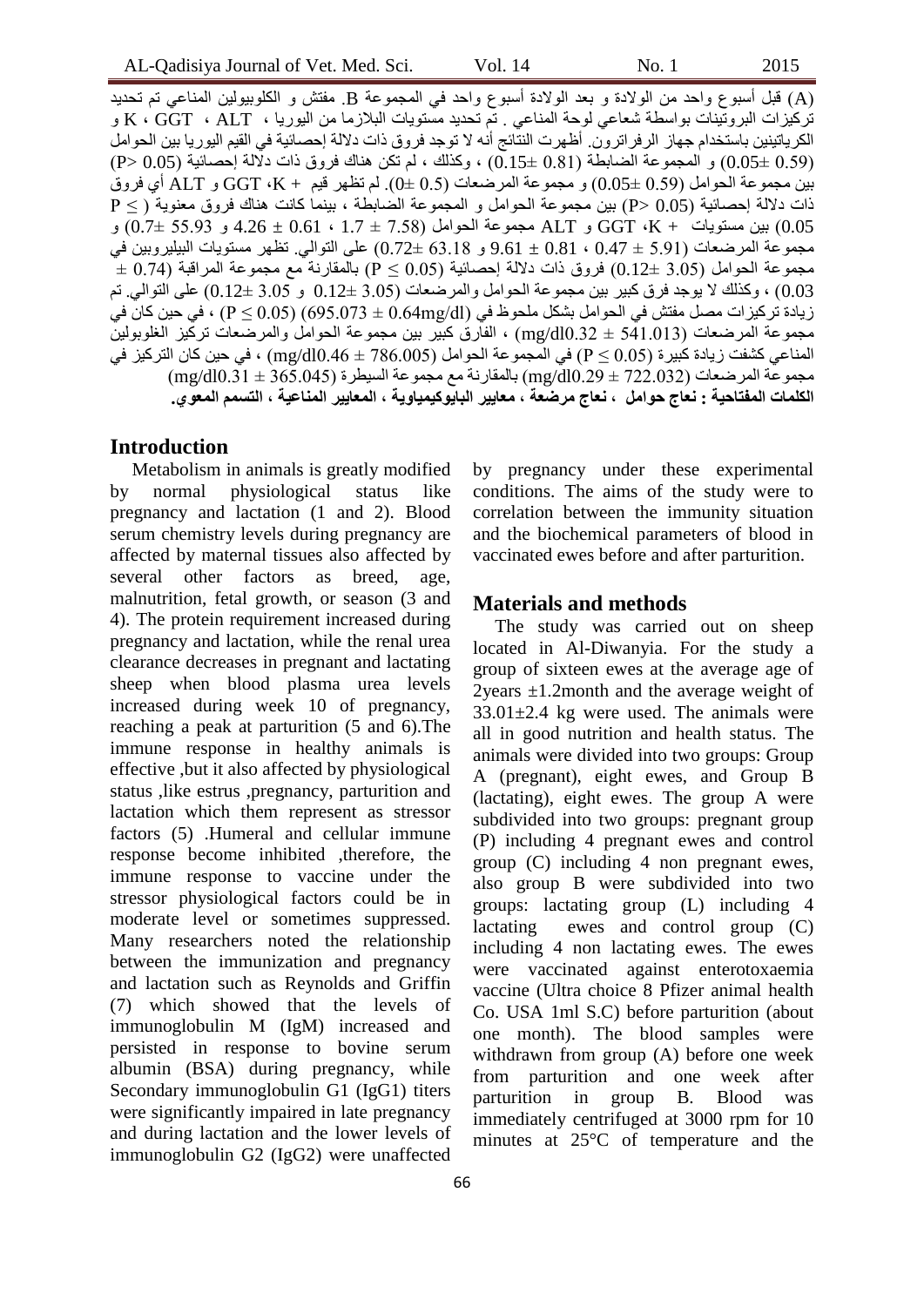(A) قبل أسبوع واحد من الولادة و بعد الولادة أسبوع واحد في المجموعة B. مفتش و الكلوبيولين المناعي تم تحديد تركيزات البروتينات بواسطة شعاعي لوحة المناعي . تم تحديد مستويات البلازما من اليوريا ، ALT ، GGT ، K و الكرياتينين باستخدام جهاز الرفراترون. أظهرت النتائج أنه لا توجد فروق ذات دلالة إحصائية في القيم اليوريا بين الحوامل (0.59 ±0.05) و المجموعة الضابطة (0.81 ±0.15) ، وكذلك ، لم تكن هناك فروق ذات دلالة إحصائية (P> 0.05) بين مجموعة الحوامل (0.59 ±0.05) و مجموعة المرضعات (0.5 ±0). لم تظهر قيم + K، GGT و ALT أي فروق ذات دلالة إحصائية (P> 0.05) بين مجموعة الحوامل و المجموعة الضابطة ، بينما كانت هناك فروق معنوية ( P ≤ 0.05) بين مستويات + K، GGT و ALT مجموعة الحوامل (7.58 ± 1.7 ، 0.61 ± 4.26 و 55.93 ±0.7) و مجموعة المرضعات (5.91 ± 0.47 ، 0.81 ± 9.61 و 63.18 ±0.72) على التوالي. تظهر مستويات البيليروبين في مجموعة الحوامل (3.05 ±0.12) فروق ذات دلالة إحصائية (P ≤ 0.05) بالمقارنة مع مجموعة المراقبة (0.74 ± 0.03) ، وكذلك لا يوجد فرق كبير بين مجموعة الحوامل والمرضعات (3.05 ±0.12 و 3.05 ±0.12) على التوالي. تم زيادة تركيزات مصل مفتش في الحوامل بشكل ملحوظ في (695.073 ± 0.64mg/dl) (P ≤ 0.05) ، في حين كان في مجموعة المرضعات (541.013 ± mg/dl0.32) ، الفارق كبير بين مجموعة الحوامل والمرضعات تركيز الغلوبولين المناعي كشفت زيادة كبيرة (P ≤ 0.05) في المجموعة الحوامل (786.005 ± mg/dl0.46) ، في حين كان التركيز في مجموعة المرضعات (722.032 ± mg/dl0.29) بالمقارنة مع مجموعة السيطرة (365.045 ± mg/dl0.31)

**الكلمات المفتاحية : نعاج حوامل ، نعاج مرضعة ، معايير البايوكيمياوية ، المعايير المناعية ، التسمم المعوي.**

## Introduction

Metabolism in animals is greatly modified by normal physiological status like pregnancy and lactation (1 and 2). Blood serum chemistry levels during pregnancy are affected by maternal tissues also affected by several other factors as breed, age, malnutrition, fetal growth, or season (3 and 4). The protein requirement increased during pregnancy and lactation, while the renal urea clearance decreases in pregnant and lactating sheep when blood plasma urea levels increased during week 10 of pregnancy, reaching a peak at parturition (5 and 6).The immune response in healthy animals is effective ,but it also affected by physiological status ,like estrus ,pregnancy, parturition and lactation which them represent as stressor factors (5) .Humeral and cellular immune response become inhibited ,therefore, the immune response to vaccine under the stressor physiological factors could be in moderate level or sometimes suppressed. Many researchers noted the relationship between the immunization and pregnancy and lactation such as Reynolds and Griffin (7) which showed that the levels of immunoglobulin M (IgM) increased and persisted in response to bovine serum albumin (BSA) during pregnancy, while Secondary immunoglobulin G1 (IgG1) titers were significantly impaired in late pregnancy and during lactation and the lower levels of immunoglobulin G2 (IgG2) were unaffected by pregnancy under these experimental conditions. The aims of the study were to correlation between the immunity situation and the biochemical parameters of blood in vaccinated ewes before and after parturition.

## Materials and methods

The study was carried out on sheep located in Al-Diwanyia. For the study a group of sixteen ewes at the average age of 2years ±1.2month and the average weight of 33.01±2.4 kg were used. The animals were all in good nutrition and health status. The animals were divided into two groups: Group A (pregnant), eight ewes, and Group B (lactating), eight ewes. The group A were subdivided into two groups: pregnant group (P) including 4 pregnant ewes and control group (C) including 4 non pregnant ewes, also group B were subdivided into two groups: lactating group (L) including 4 lactating ewes and control group (C) including 4 non lactating ewes. The ewes were vaccinated against enterotoxaemia vaccine (Ultra choice 8 Pfizer animal health Co. USA 1ml S.C) before parturition (about one month). The blood samples were withdrawn from group (A) before one week from parturition and one week after parturition in group B. Blood was immediately centrifuged at 3000 rpm for 10 minutes at 25°C of temperature and the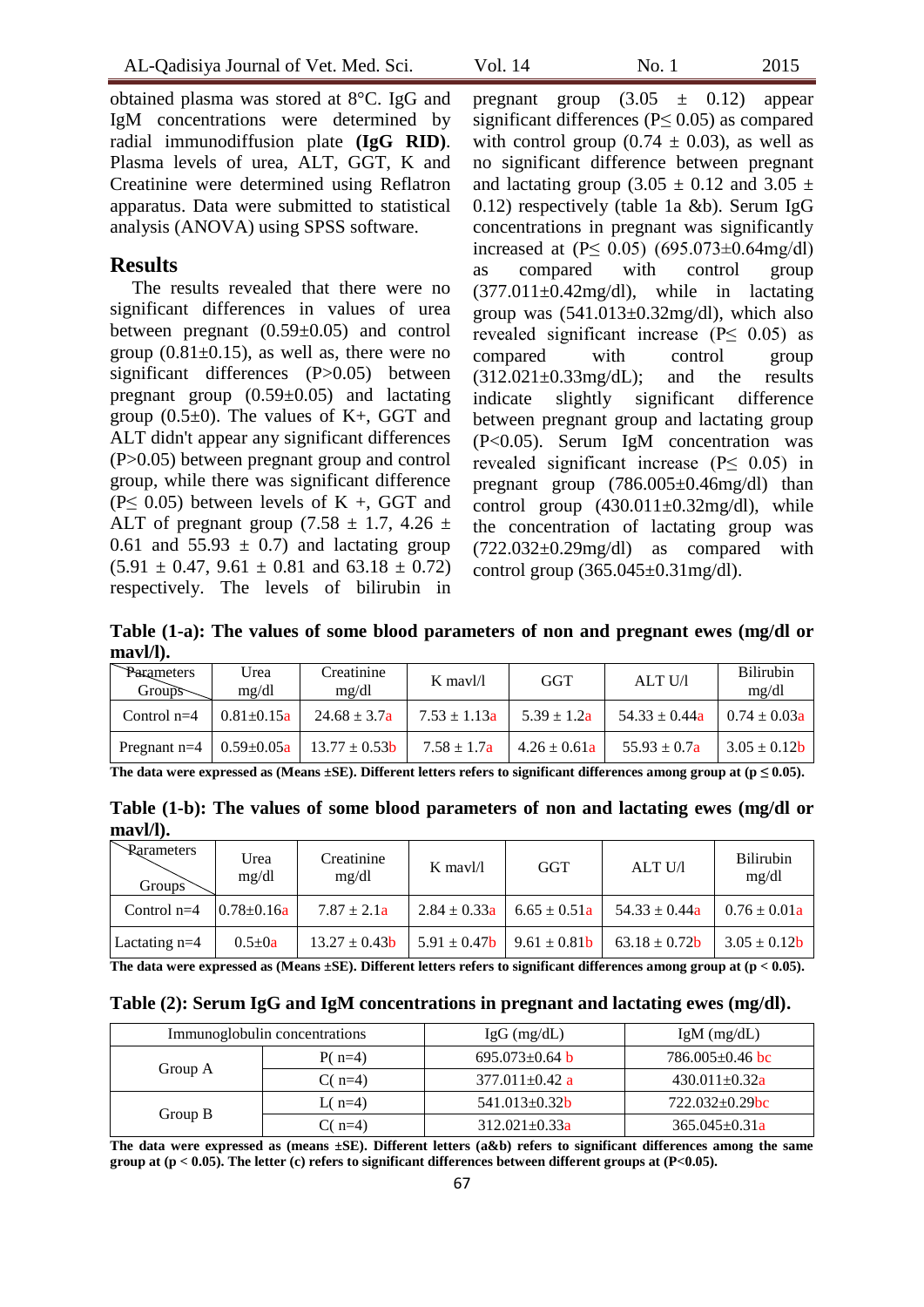obtained plasma was stored at 8°C. IgG and IgM concentrations were determined by radial immunodiffusion plate **(IgG RID)**. Plasma levels of urea, ALT, GGT, K and Creatinine were determined using Reflatron apparatus. Data were submitted to statistical analysis (ANOVA) using SPSS software.

## Results

The results revealed that there were no significant differences in values of urea between pregnant (0.59±0.05) and control group (0.81±0.15), as well as, there were no significant differences (P>0.05) between pregnant group (0.59±0.05) and lactating group (0.5±0). The values of K+, GGT and ALT didn't appear any significant differences (P>0.05) between pregnant group and control group, while there was significant difference (P≤ 0.05) between levels of K +, GGT and ALT of pregnant group (7.58 ± 1.7, 4.26 ± 0.61 and 55.93 ± 0.7) and lactating group (5.91 ± 0.47, 9.61 ± 0.81 and 63.18 ± 0.72) respectively. The levels of bilirubin in pregnant group (3.05 ± 0.12) appear significant differences (P≤ 0.05) as compared with control group (0.74 ± 0.03), as well as no significant difference between pregnant and lactating group (3.05 ± 0.12 and 3.05 ± 0.12) respectively (table 1a &b). Serum IgG concentrations in pregnant was significantly increased at (P≤ 0.05) (695.073±0.64mg/dl) as compared with control group (377.011±0.42mg/dl), while in lactating group was (541.013±0.32mg/dl), which also revealed significant increase (P≤ 0.05) as compared with control group (312.021±0.33mg/dL); and the results indicate slightly significant difference between pregnant group and lactating group (P<0.05). Serum IgM concentration was revealed significant increase (P≤ 0.05) in pregnant group (786.005±0.46mg/dl) than control group (430.011±0.32mg/dl), while the concentration of lactating group was (722.032±0.29mg/dl) as compared with control group (365.045±0.31mg/dl).

**Table (1-a): The values of some blood parameters of non and pregnant ewes (mg/dl or mavl/l).**

| Parameters / Groups | Urea mg/dl | Creatinine mg/dl | K mavl/l | GGT | ALT U/l | Bilirubin mg/dl |
|---|---|---|---|---|---|---|
| Control n=4 | 0.81±0.15a | 24.68 ± 3.7a | 7.53 ± 1.13a | 5.39 ± 1.2a | 54.33 ± 0.44a | 0.74 ± 0.03a |
| Pregnant n=4 | 0.59±0.05a | 13.77 ± 0.53b | 7.58 ± 1.7a | 4.26 ± 0.61a | 55.93 ± 0.7a | 3.05 ± 0.12b |

**The data were expressed as (Means ±SE). Different letters refers to significant differences among group at (p ≤ 0.05).**

**Table (1-b): The values of some blood parameters of non and lactating ewes (mg/dl or mavl/l).**

| Parameters / Groups | Urea mg/dl | Creatinine mg/dl | K mavl/l | GGT | ALT U/l | Bilirubin mg/dl |
|---|---|---|---|---|---|---|
| Control n=4 | 0.78±0.16a | 7.87 ± 2.1a | 2.84 ± 0.33a | 6.65 ± 0.51a | 54.33 ± 0.44a | 0.76 ± 0.01a |
| Lactating n=4 | 0.5±0a | 13.27 ± 0.43b | 5.91 ± 0.47b | 9.61 ± 0.81b | 63.18 ± 0.72b | 3.05 ± 0.12b |

**The data were expressed as (Means ±SE). Different letters refers to significant differences among group at (p < 0.05).**

**Table (2): Serum IgG and IgM concentrations in pregnant and lactating ewes (mg/dl).**

| Immunoglobulin concentrations | | IgG (mg/dL) | IgM (mg/dL) |
|---|---|---|---|
| Group A | P( n=4) | 695.073±0.64 b | 786.005±0.46 bc |
| | C( n=4) | 377.011±0.42 a | 430.011±0.32a |
| Group B | L( n=4) | 541.013±0.32b | 722.032±0.29bc |
| | C( n=4) | 312.021±0.33a | 365.045±0.31a |

**The data were expressed as (means ±SE). Different letters (a&b) refers to significant differences among the same group at (p < 0.05). The letter (c) refers to significant differences between different groups at (P<0.05).**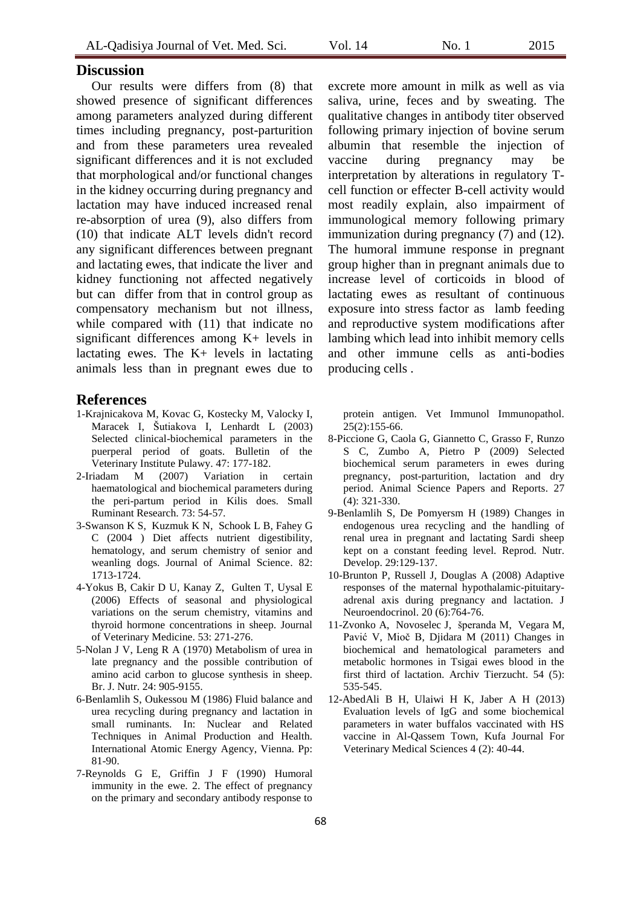## Discussion

Our results were differs from (8) that showed presence of significant differences among parameters analyzed during different times including pregnancy, post-parturition and from these parameters urea revealed significant differences and it is not excluded that morphological and/or functional changes in the kidney occurring during pregnancy and lactation may have induced increased renal re-absorption of urea (9), also differs from (10) that indicate ALT levels didn't record any significant differences between pregnant and lactating ewes, that indicate the liver and kidney functioning not affected negatively but can differ from that in control group as compensatory mechanism but not illness, while compared with (11) that indicate no significant differences among K+ levels in lactating ewes. The K+ levels in lactating animals less than in pregnant ewes due to excrete more amount in milk as well as via saliva, urine, feces and by sweating. The qualitative changes in antibody titer observed following primary injection of bovine serum albumin that resemble the injection of vaccine during pregnancy may be interpretation by alterations in regulatory T-cell function or effecter B-cell activity would most readily explain, also impairment of immunological memory following primary immunization during pregnancy (7) and (12). The humoral immune response in pregnant group higher than in pregnant animals due to increase level of corticoids in blood of lactating ewes as resultant of continuous exposure into stress factor as lamb feeding and reproductive system modifications after lambing which lead into inhibit memory cells and other immune cells as anti-bodies producing cells .

## References

1-Krajnicakova M, Kovac G, Kostecky M, Valocky I, Maracek I, Šutiakova I, Lenhardt L (2003) Selected clinical-biochemical parameters in the puerperal period of goats. Bulletin of the Veterinary Institute Pulawy. 47: 177-182.

2-Iriadam M (2007) Variation in certain haematological and biochemical parameters during the peri-partum period in Kilis does. Small Ruminant Research. 73: 54-57.

3-Swanson K S, Kuzmuk K N, Schook L B, Fahey G C (2004 ) Diet affects nutrient digestibility, hematology, and serum chemistry of senior and weanling dogs. Journal of Animal Science. 82: 1713-1724.

4-Yokus B, Cakir D U, Kanay Z, Gulten T, Uysal E (2006) Effects of seasonal and physiological variations on the serum chemistry, vitamins and thyroid hormone concentrations in sheep. Journal of Veterinary Medicine. 53: 271-276.

5-Nolan J V, Leng R A (1970) Metabolism of urea in late pregnancy and the possible contribution of amino acid carbon to glucose synthesis in sheep. Br. J. Nutr. 24: 905-9155.

6-Benlamlih S, Oukessou M (1986) Fluid balance and urea recycling during pregnancy and lactation in small ruminants. In: Nuclear and Related Techniques in Animal Production and Health. International Atomic Energy Agency, Vienna. Pp: 81-90.

7-Reynolds G E, Griffin J F (1990) Humoral immunity in the ewe. 2. The effect of pregnancy on the primary and secondary antibody response to protein antigen. Vet Immunol Immunopathol. 25(2):155-66.

8-Piccione G, Caola G, Giannetto C, Grasso F, Runzo S C, Zumbo A, Pietro P (2009) Selected biochemical serum parameters in ewes during pregnancy, post-parturition, lactation and dry period. Animal Science Papers and Reports. 27 (4): 321-330.

9-Benlamlih S, De Pomyersm H (1989) Changes in endogenous urea recycling and the handling of renal urea in pregnant and lactating Sardi sheep kept on a constant feeding level. Reprod. Nutr. Develop. 29:129-137.

10-Brunton P, Russell J, Douglas A (2008) Adaptive responses of the maternal hypothalamic-pituitary-adrenal axis during pregnancy and lactation. J Neuroendocrinol. 20 (6):764-76.

11-Zvonko A, Novoselec J, šperanda M, Vegara M, Pavić V, Mioč B, Djidara M (2011) Changes in biochemical and hematological parameters and metabolic hormones in Tsigai ewes blood in the first third of lactation. Archiv Tierzucht. 54 (5): 535-545.

12-AbedAli B H, Ulaiwi H K, Jaber A H (2013) Evaluation levels of IgG and some biochemical parameters in water buffalos vaccinated with HS vaccine in Al-Qassem Town, Kufa Journal For Veterinary Medical Sciences 4 (2): 40-44.